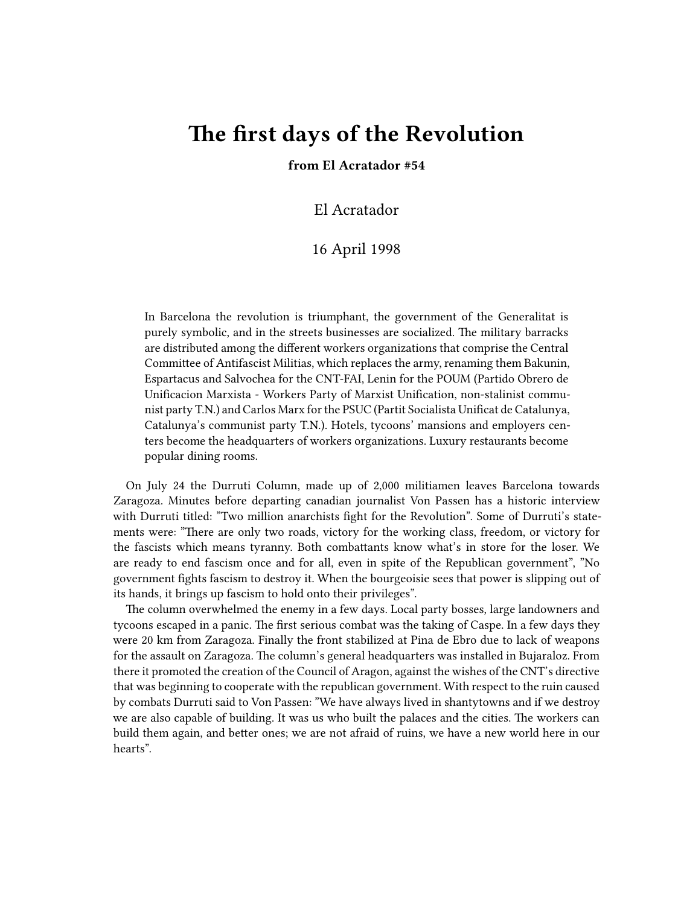# The first days of the Revolution

**from El Acratador #54**

El Acratador

16 April 1998

> In Barcelona the revolution is triumphant, the government of the Generalitat is purely symbolic, and in the streets businesses are socialized. The military barracks are distributed among the different workers organizations that comprise the Central Committee of Antifascist Militias, which replaces the army, renaming them Bakunin, Espartacus and Salvochea for the CNT-FAI, Lenin for the POUM (Partido Obrero de Unificacion Marxista - Workers Party of Marxist Unification, non-stalinist communist party T.N.) and Carlos Marx for the PSUC (Partit Socialista Unificat de Catalunya, Catalunya's communist party T.N.). Hotels, tycoons' mansions and employers centers become the headquarters of workers organizations. Luxury restaurants become popular dining rooms.

On July 24 the Durruti Column, made up of 2,000 militiamen leaves Barcelona towards Zaragoza. Minutes before departing canadian journalist Von Passen has a historic interview with Durruti titled: "Two million anarchists fight for the Revolution". Some of Durruti's statements were: "There are only two roads, victory for the working class, freedom, or victory for the fascists which means tyranny. Both combattants know what's in store for the loser. We are ready to end fascism once and for all, even in spite of the Republican government", "No government fights fascism to destroy it. When the bourgeoisie sees that power is slipping out of its hands, it brings up fascism to hold onto their privileges".

The column overwhelmed the enemy in a few days. Local party bosses, large landowners and tycoons escaped in a panic. The first serious combat was the taking of Caspe. In a few days they were 20 km from Zaragoza. Finally the front stabilized at Pina de Ebro due to lack of weapons for the assault on Zaragoza. The column's general headquarters was installed in Bujaraloz. From there it promoted the creation of the Council of Aragon, against the wishes of the CNT's directive that was beginning to cooperate with the republican government. With respect to the ruin caused by combats Durruti said to Von Passen: "We have always lived in shantytowns and if we destroy we are also capable of building. It was us who built the palaces and the cities. The workers can build them again, and better ones; we are not afraid of ruins, we have a new world here in our hearts".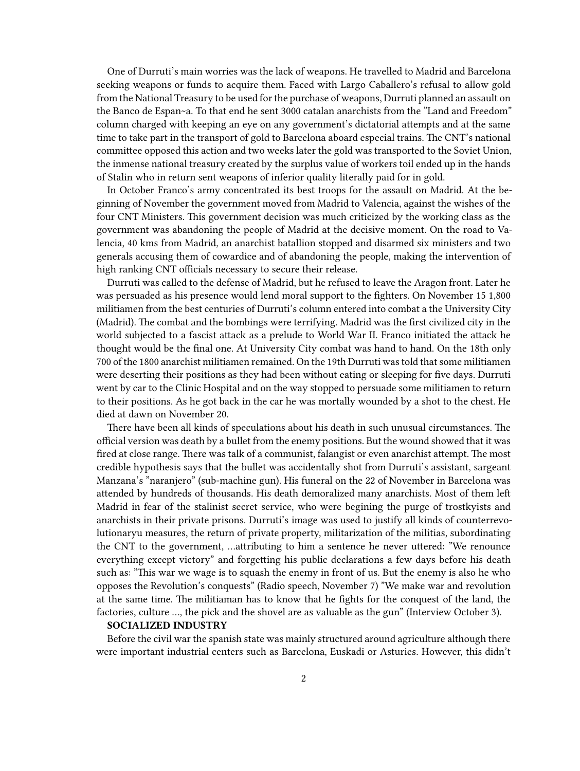One of Durruti's main worries was the lack of weapons. He travelled to Madrid and Barcelona seeking weapons or funds to acquire them. Faced with Largo Caballero's refusal to allow gold from the National Treasury to be used for the purchase of weapons, Durruti planned an assault on the Banco de Espan~a. To that end he sent 3000 catalan anarchists from the "Land and Freedom" column charged with keeping an eye on any government's dictatorial attempts and at the same time to take part in the transport of gold to Barcelona aboard especial trains. The CNT's national committee opposed this action and two weeks later the gold was transported to the Soviet Union, the inmense national treasury created by the surplus value of workers toil ended up in the hands of Stalin who in return sent weapons of inferior quality literally paid for in gold.

In October Franco's army concentrated its best troops for the assault on Madrid. At the beginning of November the government moved from Madrid to Valencia, against the wishes of the four CNT Ministers. This government decision was much criticized by the working class as the government was abandoning the people of Madrid at the decisive moment. On the road to Valencia, 40 kms from Madrid, an anarchist batallion stopped and disarmed six ministers and two generals accusing them of cowardice and of abandoning the people, making the intervention of high ranking CNT officials necessary to secure their release.

Durruti was called to the defense of Madrid, but he refused to leave the Aragon front. Later he was persuaded as his presence would lend moral support to the fighters. On November 15 1,800 militiamen from the best centuries of Durruti's column entered into combat a the University City (Madrid). The combat and the bombings were terrifying. Madrid was the first civilized city in the world subjected to a fascist attack as a prelude to World War II. Franco initiated the attack he thought would be the final one. At University City combat was hand to hand. On the 18th only 700 of the 1800 anarchist militiamen remained. On the 19th Durruti was told that some militiamen were deserting their positions as they had been without eating or sleeping for five days. Durruti went by car to the Clinic Hospital and on the way stopped to persuade some militiamen to return to their positions. As he got back in the car he was mortally wounded by a shot to the chest. He died at dawn on November 20.

There have been all kinds of speculations about his death in such unusual circumstances. The official version was death by a bullet from the enemy positions. But the wound showed that it was fired at close range. There was talk of a communist, falangist or even anarchist attempt. The most credible hypothesis says that the bullet was accidentally shot from Durruti's assistant, sargeant Manzana's "naranjero" (sub-machine gun). His funeral on the 22 of November in Barcelona was attended by hundreds of thousands. His death demoralized many anarchists. Most of them left Madrid in fear of the stalinist secret service, who were begining the purge of trostkyists and anarchists in their private prisons. Durruti's image was used to justify all kinds of counterrevolutionaryu measures, the return of private property, militarization of the militias, subordinating the CNT to the government, …attributing to him a sentence he never uttered: "We renounce everything except victory" and forgetting his public declarations a few days before his death such as: "This war we wage is to squash the enemy in front of us. But the enemy is also he who opposes the Revolution's conquests" (Radio speech, November 7) "We make war and revolution at the same time. The militiaman has to know that he fights for the conquest of the land, the factories, culture …, the pick and the shovel are as valuable as the gun" (Interview October 3).

**SOCIALIZED INDUSTRY**

Before the civil war the spanish state was mainly structured around agriculture although there were important industrial centers such as Barcelona, Euskadi or Asturies. However, this didn't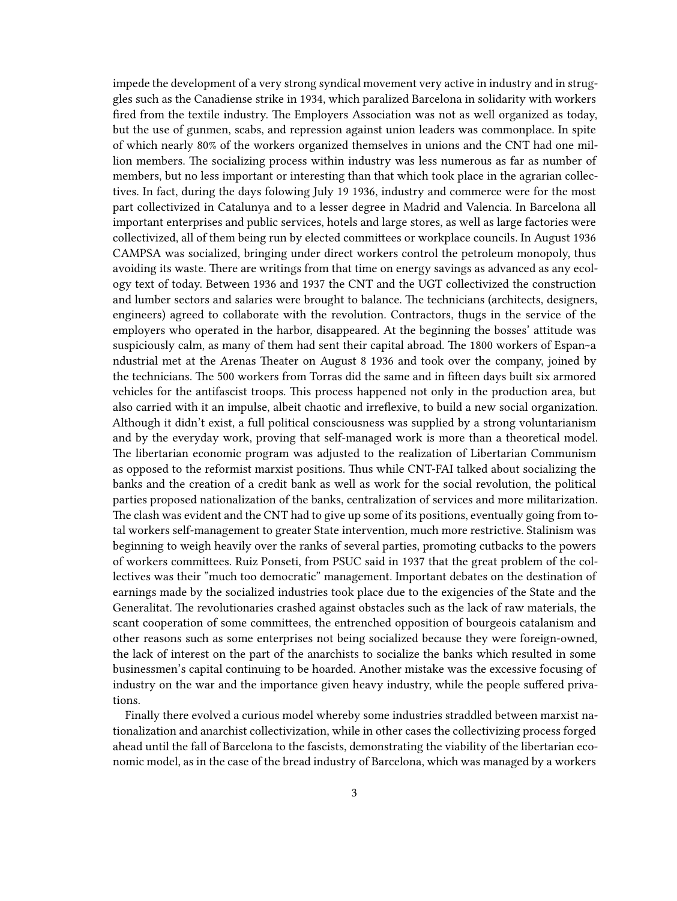impede the development of a very strong syndical movement very active in industry and in struggles such as the Canadiense strike in 1934, which paralized Barcelona in solidarity with workers fired from the textile industry. The Employers Association was not as well organized as today, but the use of gunmen, scabs, and repression against union leaders was commonplace. In spite of which nearly 80% of the workers organized themselves in unions and the CNT had one million members. The socializing process within industry was less numerous as far as number of members, but no less important or interesting than that which took place in the agrarian collectives. In fact, during the days folowing July 19 1936, industry and commerce were for the most part collectivized in Catalunya and to a lesser degree in Madrid and Valencia. In Barcelona all important enterprises and public services, hotels and large stores, as well as large factories were collectivized, all of them being run by elected committees or workplace councils. In August 1936 CAMPSA was socialized, bringing under direct workers control the petroleum monopoly, thus avoiding its waste. There are writings from that time on energy savings as advanced as any ecology text of today. Between 1936 and 1937 the CNT and the UGT collectivized the construction and lumber sectors and salaries were brought to balance. The technicians (architects, designers, engineers) agreed to collaborate with the revolution. Contractors, thugs in the service of the employers who operated in the harbor, disappeared. At the beginning the bosses' attitude was suspiciously calm, as many of them had sent their capital abroad. The 1800 workers of Espan~a ndustrial met at the Arenas Theater on August 8 1936 and took over the company, joined by the technicians. The 500 workers from Torras did the same and in fifteen days built six armored vehicles for the antifascist troops. This process happened not only in the production area, but also carried with it an impulse, albeit chaotic and irreflexive, to build a new social organization. Although it didn't exist, a full political consciousness was supplied by a strong voluntarianism and by the everyday work, proving that self-managed work is more than a theoretical model. The libertarian economic program was adjusted to the realization of Libertarian Communism as opposed to the reformist marxist positions. Thus while CNT-FAI talked about socializing the banks and the creation of a credit bank as well as work for the social revolution, the political parties proposed nationalization of the banks, centralization of services and more militarization. The clash was evident and the CNT had to give up some of its positions, eventually going from total workers self-management to greater State intervention, much more restrictive. Stalinism was beginning to weigh heavily over the ranks of several parties, promoting cutbacks to the powers of workers committees. Ruiz Ponseti, from PSUC said in 1937 that the great problem of the collectives was their "much too democratic" management. Important debates on the destination of earnings made by the socialized industries took place due to the exigencies of the State and the Generalitat. The revolutionaries crashed against obstacles such as the lack of raw materials, the scant cooperation of some committees, the entrenched opposition of bourgeois catalanism and other reasons such as some enterprises not being socialized because they were foreign-owned, the lack of interest on the part of the anarchists to socialize the banks which resulted in some businessmen's capital continuing to be hoarded. Another mistake was the excessive focusing of industry on the war and the importance given heavy industry, while the people suffered privations.

Finally there evolved a curious model whereby some industries straddled between marxist nationalization and anarchist collectivization, while in other cases the collectivizing process forged ahead until the fall of Barcelona to the fascists, demonstrating the viability of the libertarian economic model, as in the case of the bread industry of Barcelona, which was managed by a workers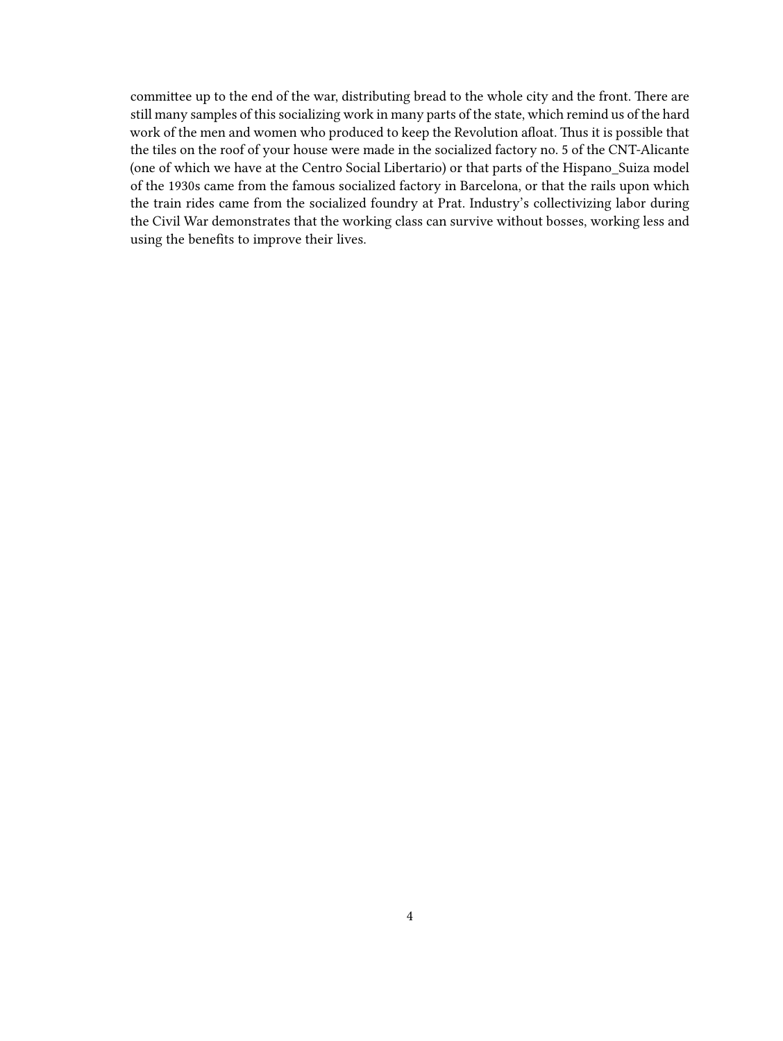committee up to the end of the war, distributing bread to the whole city and the front. There are still many samples of this socializing work in many parts of the state, which remind us of the hard work of the men and women who produced to keep the Revolution afloat. Thus it is possible that the tiles on the roof of your house were made in the socialized factory no. 5 of the CNT-Alicante (one of which we have at the Centro Social Libertario) or that parts of the Hispano_Suiza model of the 1930s came from the famous socialized factory in Barcelona, or that the rails upon which the train rides came from the socialized foundry at Prat. Industry's collectivizing labor during the Civil War demonstrates that the working class can survive without bosses, working less and using the benefits to improve their lives.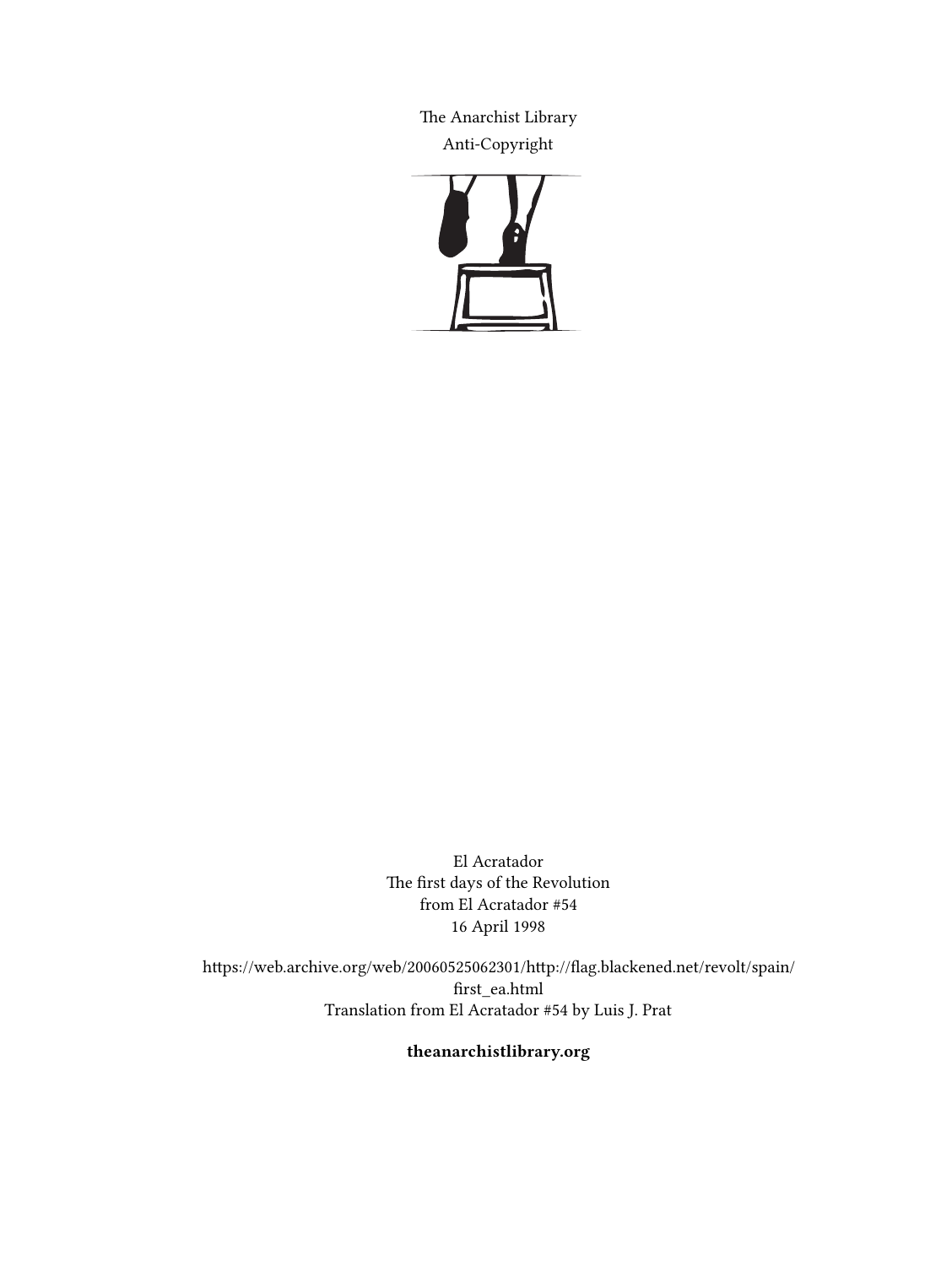The Anarchist Library
Anti-Copyright

El Acratador
The first days of the Revolution
from El Acratador #54
16 April 1998

https://web.archive.org/web/20060525062301/http://flag.blackened.net/revolt/spain/first_ea.html
Translation from El Acratador #54 by Luis J. Prat

**theanarchistlibrary.org**